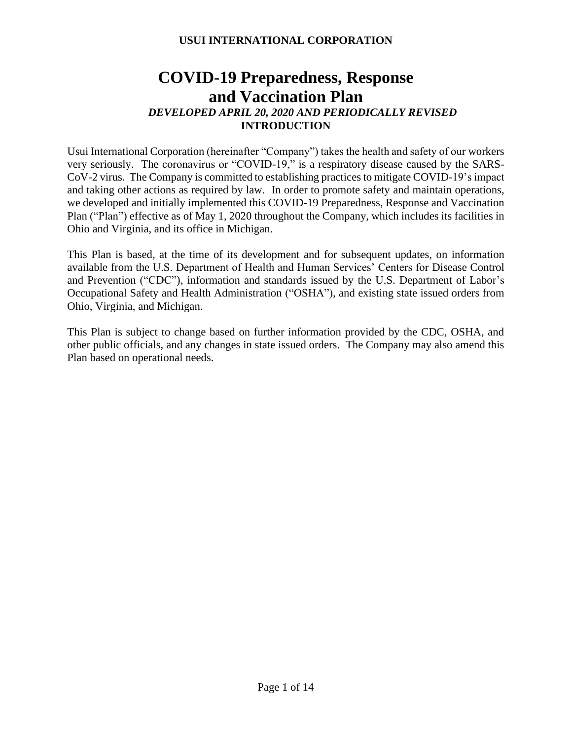**USUI INTERNATIONAL CORPORATION**

# COVID-19 Preparedness, Response and Vaccination Plan

***DEVELOPED APRIL 20, 2020 AND PERIODICALLY REVISED***

## INTRODUCTION

Usui International Corporation (hereinafter "Company") takes the health and safety of our workers very seriously. The coronavirus or "COVID-19," is a respiratory disease caused by the SARS-CoV-2 virus. The Company is committed to establishing practices to mitigate COVID-19's impact and taking other actions as required by law. In order to promote safety and maintain operations, we developed and initially implemented this COVID-19 Preparedness, Response and Vaccination Plan ("Plan") effective as of May 1, 2020 throughout the Company, which includes its facilities in Ohio and Virginia, and its office in Michigan.

This Plan is based, at the time of its development and for subsequent updates, on information available from the U.S. Department of Health and Human Services' Centers for Disease Control and Prevention ("CDC"), information and standards issued by the U.S. Department of Labor's Occupational Safety and Health Administration ("OSHA"), and existing state issued orders from Ohio, Virginia, and Michigan.

This Plan is subject to change based on further information provided by the CDC, OSHA, and other public officials, and any changes in state issued orders. The Company may also amend this Plan based on operational needs.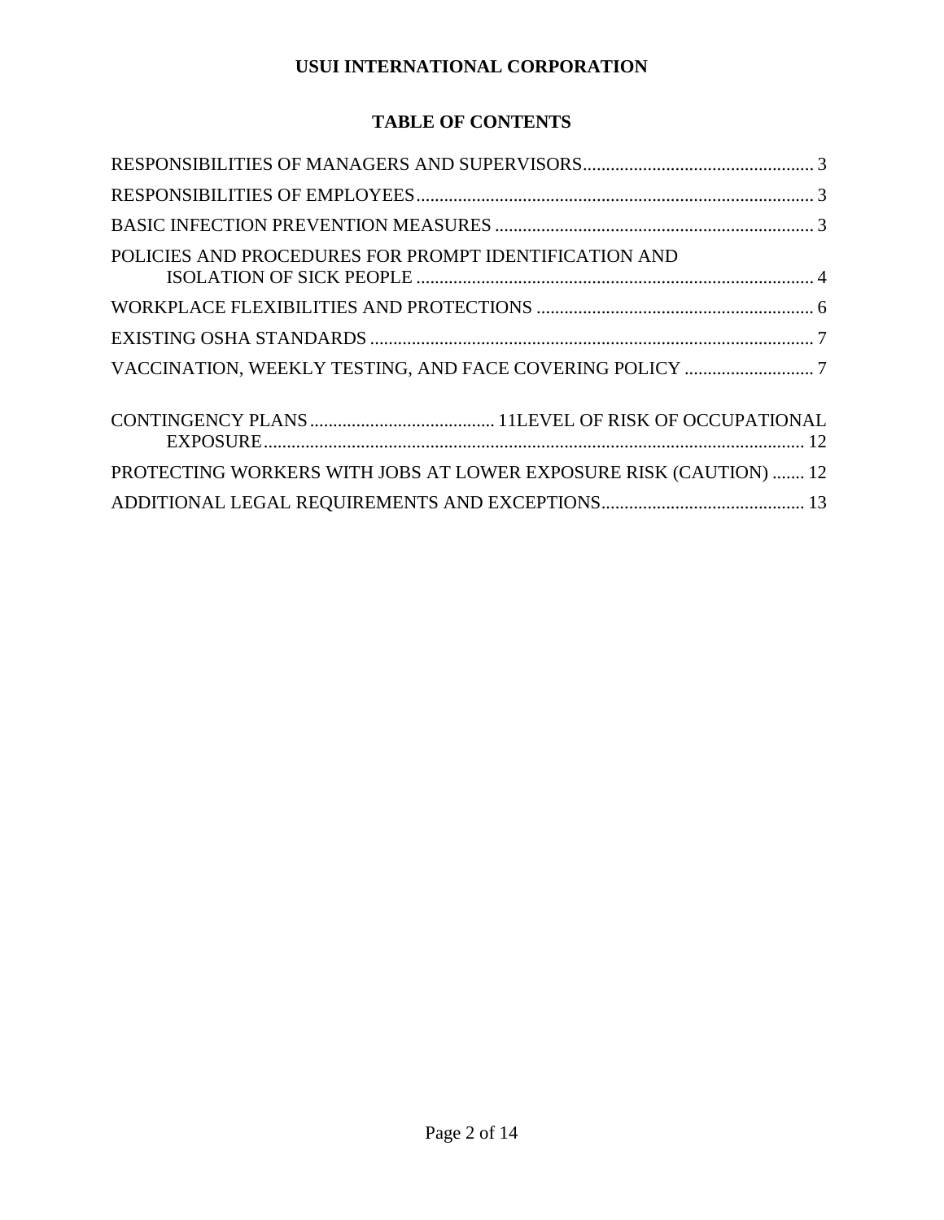**USUI INTERNATIONAL CORPORATION**

**TABLE OF CONTENTS**

RESPONSIBILITIES OF MANAGERS AND SUPERVISORS.................................................. 3

RESPONSIBILITIES OF EMPLOYEES...................................................................................... 3

BASIC INFECTION PREVENTION MEASURES ..................................................................... 3

POLICIES AND PROCEDURES FOR PROMPT IDENTIFICATION AND ISOLATION OF SICK PEOPLE ...................................................................................... 4

WORKPLACE FLEXIBILITIES AND PROTECTIONS ............................................................ 6

EXISTING OSHA STANDARDS ................................................................................................ 7

VACCINATION, WEEKLY TESTING, AND FACE COVERING POLICY ............................ 7

CONTINGENCY PLANS ........................................ 11LEVEL OF RISK OF OCCUPATIONAL EXPOSURE.................................................................................................................... 12

PROTECTING WORKERS WITH JOBS AT LOWER EXPOSURE RISK (CAUTION) ....... 12

ADDITIONAL LEGAL REQUIREMENTS AND EXCEPTIONS............................................ 13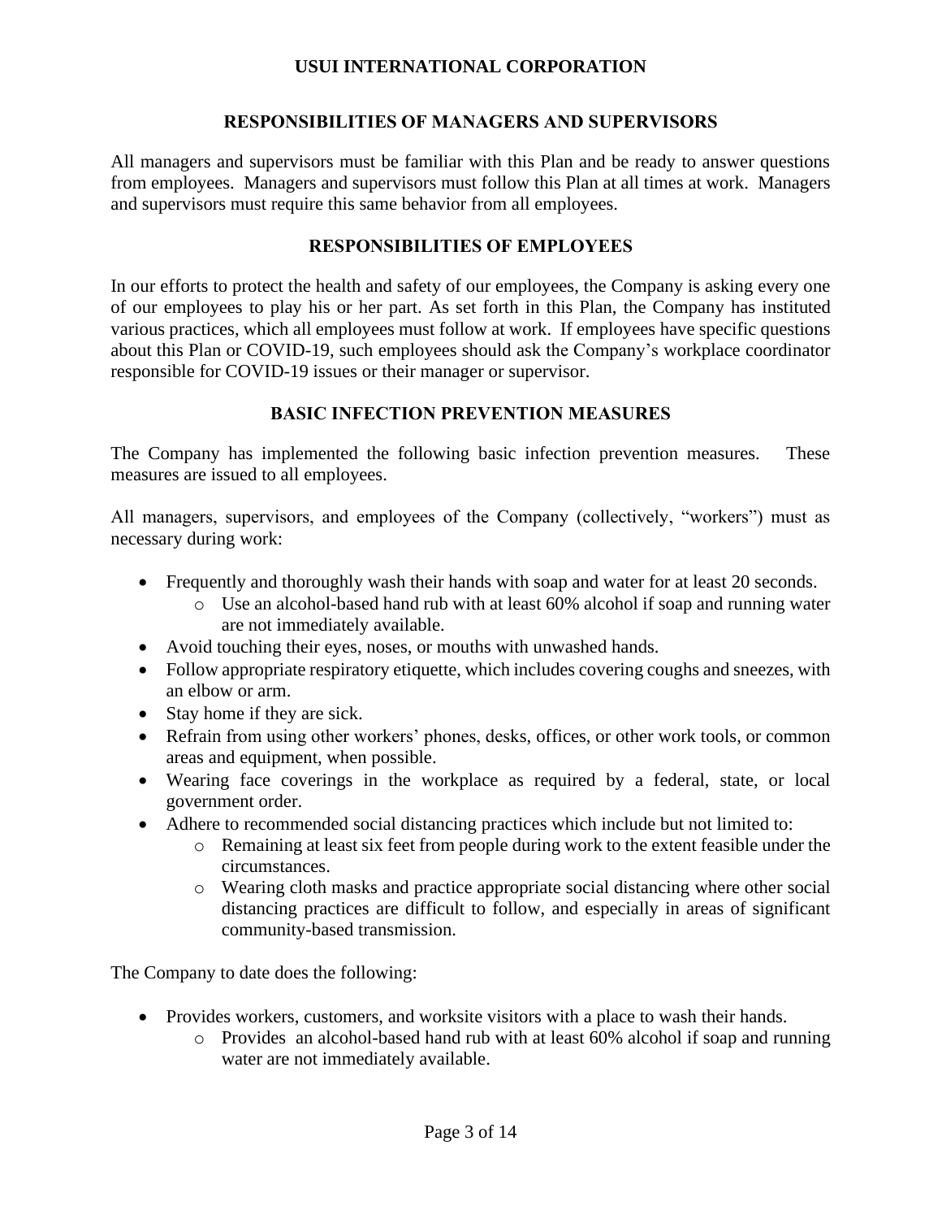## RESPONSIBILITIES OF MANAGERS AND SUPERVISORS

All managers and supervisors must be familiar with this Plan and be ready to answer questions from employees. Managers and supervisors must follow this Plan at all times at work. Managers and supervisors must require this same behavior from all employees.

## RESPONSIBILITIES OF EMPLOYEES

In our efforts to protect the health and safety of our employees, the Company is asking every one of our employees to play his or her part. As set forth in this Plan, the Company has instituted various practices, which all employees must follow at work. If employees have specific questions about this Plan or COVID-19, such employees should ask the Company's workplace coordinator responsible for COVID-19 issues or their manager or supervisor.

## BASIC INFECTION PREVENTION MEASURES

The Company has implemented the following basic infection prevention measures. These measures are issued to all employees.

All managers, supervisors, and employees of the Company (collectively, "workers") must as necessary during work:

- Frequently and thoroughly wash their hands with soap and water for at least 20 seconds.
  - Use an alcohol-based hand rub with at least 60% alcohol if soap and running water are not immediately available.
- Avoid touching their eyes, noses, or mouths with unwashed hands.
- Follow appropriate respiratory etiquette, which includes covering coughs and sneezes, with an elbow or arm.
- Stay home if they are sick.
- Refrain from using other workers' phones, desks, offices, or other work tools, or common areas and equipment, when possible.
- Wearing face coverings in the workplace as required by a federal, state, or local government order.
- Adhere to recommended social distancing practices which include but not limited to:
  - Remaining at least six feet from people during work to the extent feasible under the circumstances.
  - Wearing cloth masks and practice appropriate social distancing where other social distancing practices are difficult to follow, and especially in areas of significant community-based transmission.

The Company to date does the following:

- Provides workers, customers, and worksite visitors with a place to wash their hands.
  - Provides an alcohol-based hand rub with at least 60% alcohol if soap and running water are not immediately available.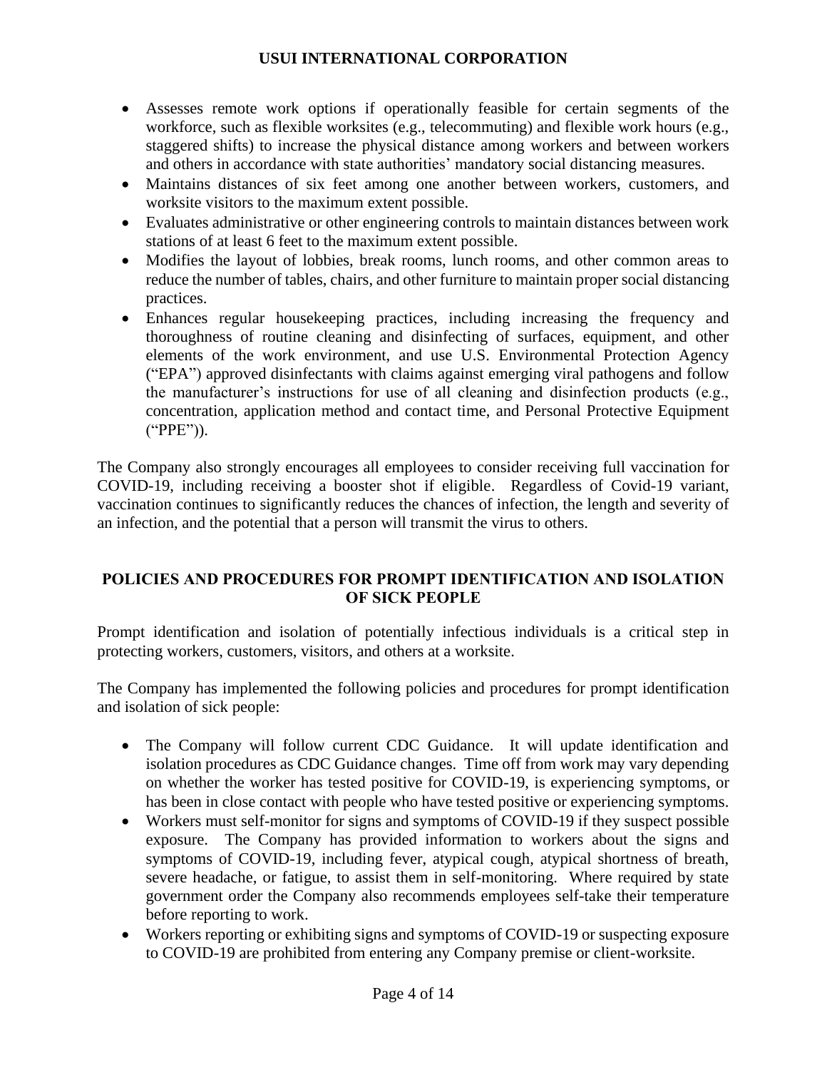- Assesses remote work options if operationally feasible for certain segments of the workforce, such as flexible worksites (e.g., telecommuting) and flexible work hours (e.g., staggered shifts) to increase the physical distance among workers and between workers and others in accordance with state authorities' mandatory social distancing measures.
- Maintains distances of six feet among one another between workers, customers, and worksite visitors to the maximum extent possible.
- Evaluates administrative or other engineering controls to maintain distances between work stations of at least 6 feet to the maximum extent possible.
- Modifies the layout of lobbies, break rooms, lunch rooms, and other common areas to reduce the number of tables, chairs, and other furniture to maintain proper social distancing practices.
- Enhances regular housekeeping practices, including increasing the frequency and thoroughness of routine cleaning and disinfecting of surfaces, equipment, and other elements of the work environment, and use U.S. Environmental Protection Agency ("EPA") approved disinfectants with claims against emerging viral pathogens and follow the manufacturer's instructions for use of all cleaning and disinfection products (e.g., concentration, application method and contact time, and Personal Protective Equipment ("PPE")).

The Company also strongly encourages all employees to consider receiving full vaccination for COVID-19, including receiving a booster shot if eligible. Regardless of Covid-19 variant, vaccination continues to significantly reduces the chances of infection, the length and severity of an infection, and the potential that a person will transmit the virus to others.

## POLICIES AND PROCEDURES FOR PROMPT IDENTIFICATION AND ISOLATION OF SICK PEOPLE

Prompt identification and isolation of potentially infectious individuals is a critical step in protecting workers, customers, visitors, and others at a worksite.

The Company has implemented the following policies and procedures for prompt identification and isolation of sick people:

- The Company will follow current CDC Guidance. It will update identification and isolation procedures as CDC Guidance changes. Time off from work may vary depending on whether the worker has tested positive for COVID-19, is experiencing symptoms, or has been in close contact with people who have tested positive or experiencing symptoms.
- Workers must self-monitor for signs and symptoms of COVID-19 if they suspect possible exposure. The Company has provided information to workers about the signs and symptoms of COVID-19, including fever, atypical cough, atypical shortness of breath, severe headache, or fatigue, to assist them in self-monitoring. Where required by state government order the Company also recommends employees self-take their temperature before reporting to work.
- Workers reporting or exhibiting signs and symptoms of COVID-19 or suspecting exposure to COVID-19 are prohibited from entering any Company premise or client-worksite.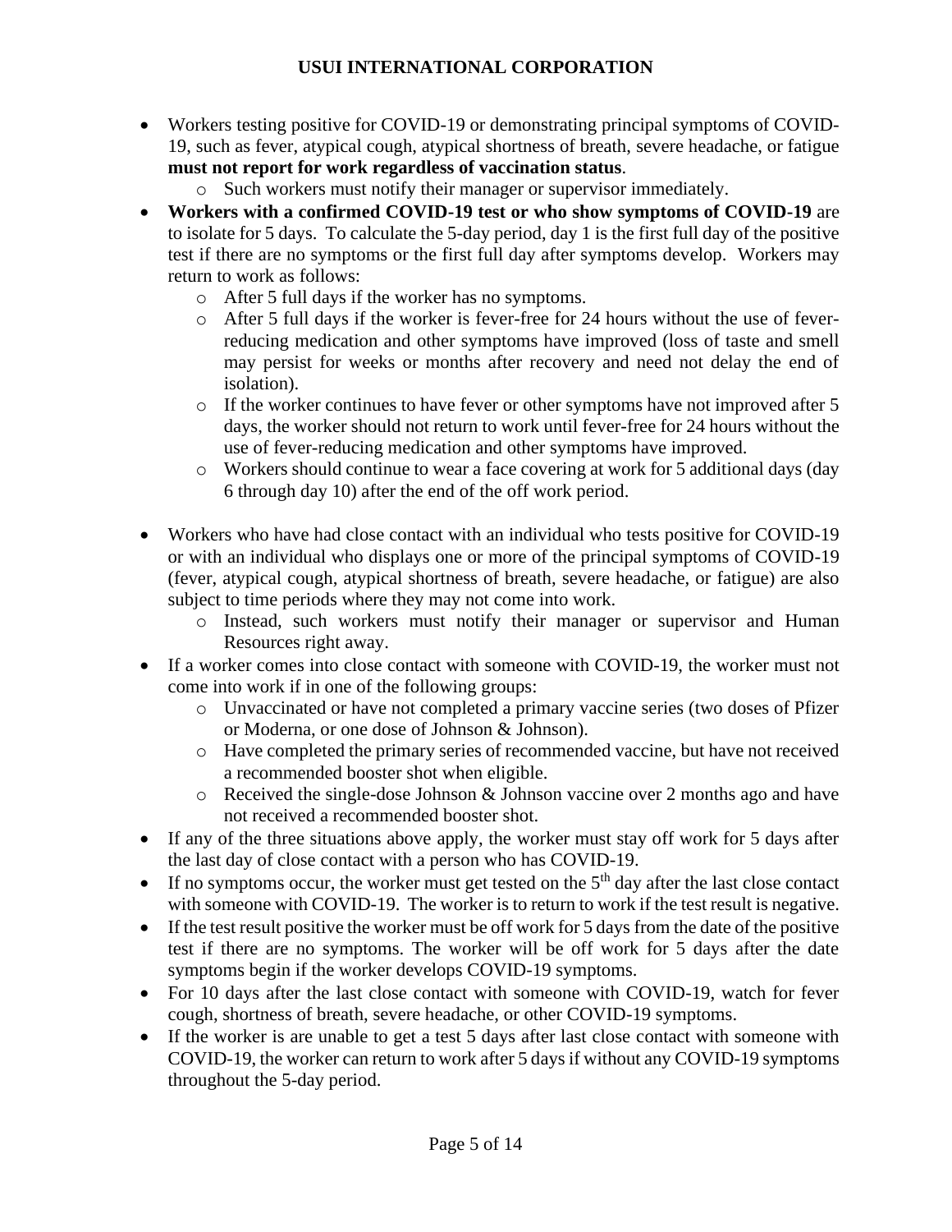- Workers testing positive for COVID-19 or demonstrating principal symptoms of COVID-19, such as fever, atypical cough, atypical shortness of breath, severe headache, or fatigue **must not report for work regardless of vaccination status**.
  - Such workers must notify their manager or supervisor immediately.
- **Workers with a confirmed COVID-19 test or who show symptoms of COVID-19** are to isolate for 5 days. To calculate the 5-day period, day 1 is the first full day of the positive test if there are no symptoms or the first full day after symptoms develop. Workers may return to work as follows:
  - After 5 full days if the worker has no symptoms.
  - After 5 full days if the worker is fever-free for 24 hours without the use of fever-reducing medication and other symptoms have improved (loss of taste and smell may persist for weeks or months after recovery and need not delay the end of isolation).
  - If the worker continues to have fever or other symptoms have not improved after 5 days, the worker should not return to work until fever-free for 24 hours without the use of fever-reducing medication and other symptoms have improved.
  - Workers should continue to wear a face covering at work for 5 additional days (day 6 through day 10) after the end of the off work period.

- Workers who have had close contact with an individual who tests positive for COVID-19 or with an individual who displays one or more of the principal symptoms of COVID-19 (fever, atypical cough, atypical shortness of breath, severe headache, or fatigue) are also subject to time periods where they may not come into work.
  - Instead, such workers must notify their manager or supervisor and Human Resources right away.
- If a worker comes into close contact with someone with COVID-19, the worker must not come into work if in one of the following groups:
  - Unvaccinated or have not completed a primary vaccine series (two doses of Pfizer or Moderna, or one dose of Johnson & Johnson).
  - Have completed the primary series of recommended vaccine, but have not received a recommended booster shot when eligible.
  - Received the single-dose Johnson & Johnson vaccine over 2 months ago and have not received a recommended booster shot.
- If any of the three situations above apply, the worker must stay off work for 5 days after the last day of close contact with a person who has COVID-19.
- If no symptoms occur, the worker must get tested on the 5th day after the last close contact with someone with COVID-19. The worker is to return to work if the test result is negative.
- If the test result positive the worker must be off work for 5 days from the date of the positive test if there are no symptoms. The worker will be off work for 5 days after the date symptoms begin if the worker develops COVID-19 symptoms.
- For 10 days after the last close contact with someone with COVID-19, watch for fever cough, shortness of breath, severe headache, or other COVID-19 symptoms.
- If the worker is are unable to get a test 5 days after last close contact with someone with COVID-19, the worker can return to work after 5 days if without any COVID-19 symptoms throughout the 5-day period.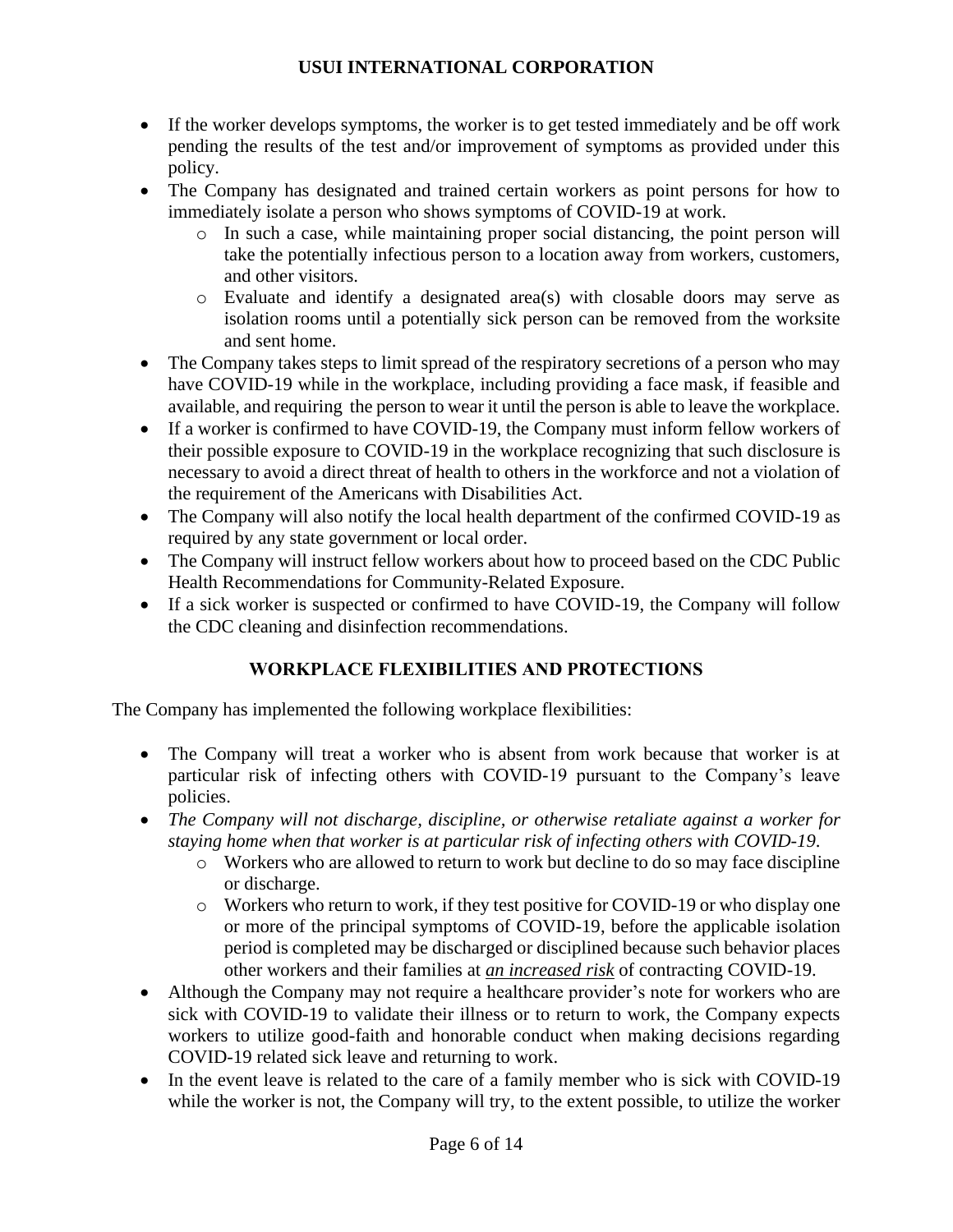- If the worker develops symptoms, the worker is to get tested immediately and be off work pending the results of the test and/or improvement of symptoms as provided under this policy.
- The Company has designated and trained certain workers as point persons for how to immediately isolate a person who shows symptoms of COVID-19 at work.
    - In such a case, while maintaining proper social distancing, the point person will take the potentially infectious person to a location away from workers, customers, and other visitors.
    - Evaluate and identify a designated area(s) with closable doors may serve as isolation rooms until a potentially sick person can be removed from the worksite and sent home.
- The Company takes steps to limit spread of the respiratory secretions of a person who may have COVID-19 while in the workplace, including providing a face mask, if feasible and available, and requiring the person to wear it until the person is able to leave the workplace.
- If a worker is confirmed to have COVID-19, the Company must inform fellow workers of their possible exposure to COVID-19 in the workplace recognizing that such disclosure is necessary to avoid a direct threat of health to others in the workforce and not a violation of the requirement of the Americans with Disabilities Act.
- The Company will also notify the local health department of the confirmed COVID-19 as required by any state government or local order.
- The Company will instruct fellow workers about how to proceed based on the CDC Public Health Recommendations for Community-Related Exposure.
- If a sick worker is suspected or confirmed to have COVID-19, the Company will follow the CDC cleaning and disinfection recommendations.

## WORKPLACE FLEXIBILITIES AND PROTECTIONS

The Company has implemented the following workplace flexibilities:

- The Company will treat a worker who is absent from work because that worker is at particular risk of infecting others with COVID-19 pursuant to the Company's leave policies.
- *The Company will not discharge, discipline, or otherwise retaliate against a worker for staying home when that worker is at particular risk of infecting others with COVID-19.*
    - Workers who are allowed to return to work but decline to do so may face discipline or discharge.
    - Workers who return to work, if they test positive for COVID-19 or who display one or more of the principal symptoms of COVID-19, before the applicable isolation period is completed may be discharged or disciplined because such behavior places other workers and their families at ***an increased risk*** of contracting COVID-19.
- Although the Company may not require a healthcare provider's note for workers who are sick with COVID-19 to validate their illness or to return to work, the Company expects workers to utilize good-faith and honorable conduct when making decisions regarding COVID-19 related sick leave and returning to work.
- In the event leave is related to the care of a family member who is sick with COVID-19 while the worker is not, the Company will try, to the extent possible, to utilize the worker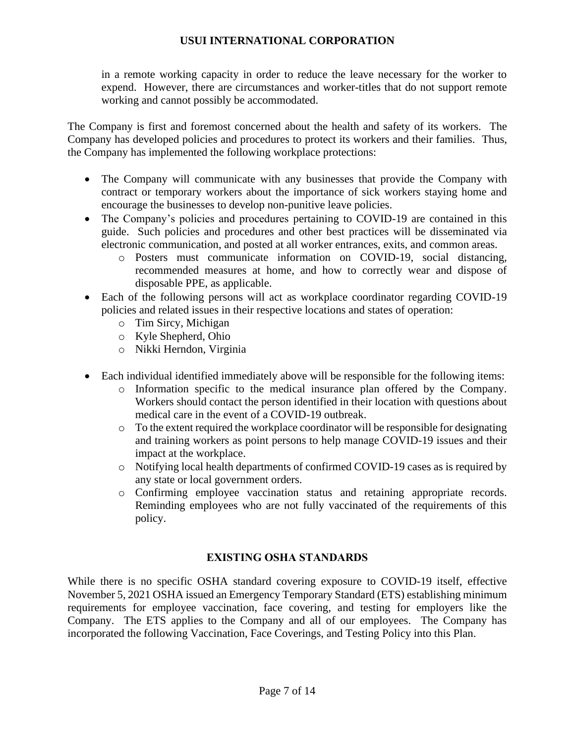in a remote working capacity in order to reduce the leave necessary for the worker to expend. However, there are circumstances and worker-titles that do not support remote working and cannot possibly be accommodated.

The Company is first and foremost concerned about the health and safety of its workers. The Company has developed policies and procedures to protect its workers and their families. Thus, the Company has implemented the following workplace protections:

- The Company will communicate with any businesses that provide the Company with contract or temporary workers about the importance of sick workers staying home and encourage the businesses to develop non-punitive leave policies.
- The Company's policies and procedures pertaining to COVID-19 are contained in this guide. Such policies and procedures and other best practices will be disseminated via electronic communication, and posted at all worker entrances, exits, and common areas.
  - Posters must communicate information on COVID-19, social distancing, recommended measures at home, and how to correctly wear and dispose of disposable PPE, as applicable.
- Each of the following persons will act as workplace coordinator regarding COVID-19 policies and related issues in their respective locations and states of operation:
  - Tim Sircy, Michigan
  - Kyle Shepherd, Ohio
  - Nikki Herndon, Virginia

- Each individual identified immediately above will be responsible for the following items:
  - Information specific to the medical insurance plan offered by the Company. Workers should contact the person identified in their location with questions about medical care in the event of a COVID-19 outbreak.
  - To the extent required the workplace coordinator will be responsible for designating and training workers as point persons to help manage COVID-19 issues and their impact at the workplace.
  - Notifying local health departments of confirmed COVID-19 cases as is required by any state or local government orders.
  - Confirming employee vaccination status and retaining appropriate records. Reminding employees who are not fully vaccinated of the requirements of this policy.

## EXISTING OSHA STANDARDS

While there is no specific OSHA standard covering exposure to COVID-19 itself, effective November 5, 2021 OSHA issued an Emergency Temporary Standard (ETS) establishing minimum requirements for employee vaccination, face covering, and testing for employers like the Company. The ETS applies to the Company and all of our employees. The Company has incorporated the following Vaccination, Face Coverings, and Testing Policy into this Plan.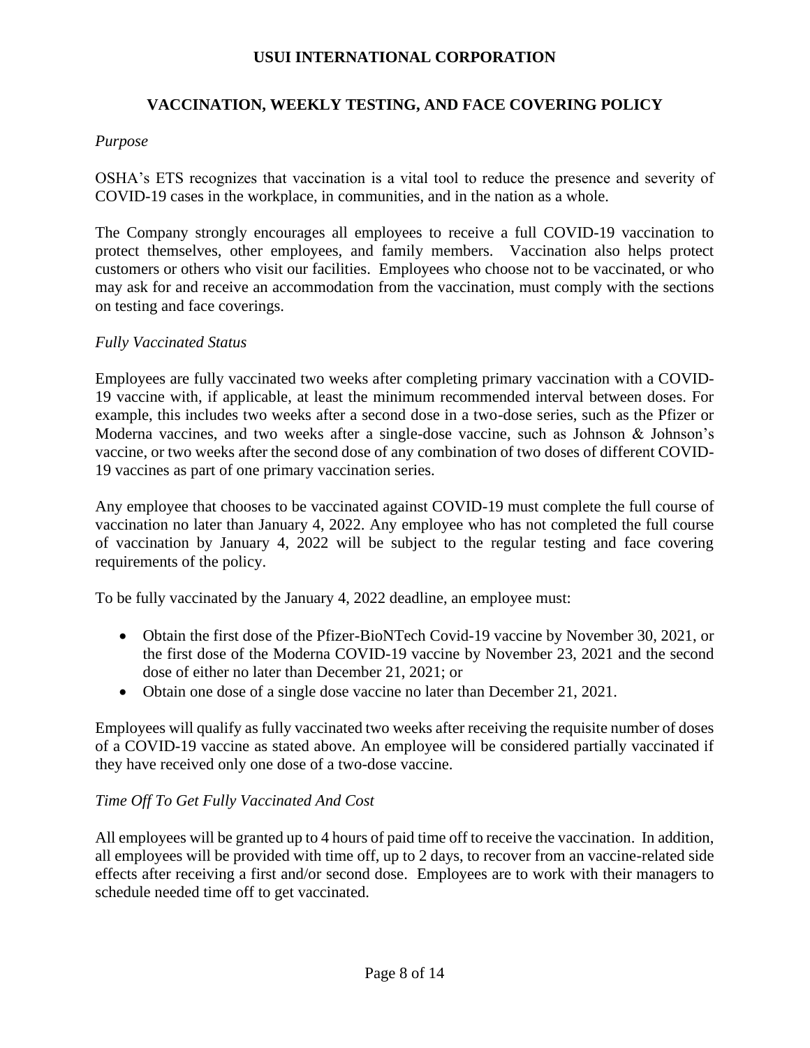# USUI INTERNATIONAL CORPORATION

## VACCINATION, WEEKLY TESTING, AND FACE COVERING POLICY

*Purpose*

OSHA's ETS recognizes that vaccination is a vital tool to reduce the presence and severity of COVID-19 cases in the workplace, in communities, and in the nation as a whole.

The Company strongly encourages all employees to receive a full COVID-19 vaccination to protect themselves, other employees, and family members. Vaccination also helps protect customers or others who visit our facilities. Employees who choose not to be vaccinated, or who may ask for and receive an accommodation from the vaccination, must comply with the sections on testing and face coverings.

*Fully Vaccinated Status*

Employees are fully vaccinated two weeks after completing primary vaccination with a COVID-19 vaccine with, if applicable, at least the minimum recommended interval between doses. For example, this includes two weeks after a second dose in a two-dose series, such as the Pfizer or Moderna vaccines, and two weeks after a single-dose vaccine, such as Johnson & Johnson's vaccine, or two weeks after the second dose of any combination of two doses of different COVID-19 vaccines as part of one primary vaccination series.

Any employee that chooses to be vaccinated against COVID-19 must complete the full course of vaccination no later than January 4, 2022. Any employee who has not completed the full course of vaccination by January 4, 2022 will be subject to the regular testing and face covering requirements of the policy.

To be fully vaccinated by the January 4, 2022 deadline, an employee must:

- Obtain the first dose of the Pfizer-BioNTech Covid-19 vaccine by November 30, 2021, or the first dose of the Moderna COVID-19 vaccine by November 23, 2021 and the second dose of either no later than December 21, 2021; or
- Obtain one dose of a single dose vaccine no later than December 21, 2021.

Employees will qualify as fully vaccinated two weeks after receiving the requisite number of doses of a COVID-19 vaccine as stated above. An employee will be considered partially vaccinated if they have received only one dose of a two-dose vaccine.

*Time Off To Get Fully Vaccinated And Cost*

All employees will be granted up to 4 hours of paid time off to receive the vaccination. In addition, all employees will be provided with time off, up to 2 days, to recover from an vaccine-related side effects after receiving a first and/or second dose. Employees are to work with their managers to schedule needed time off to get vaccinated.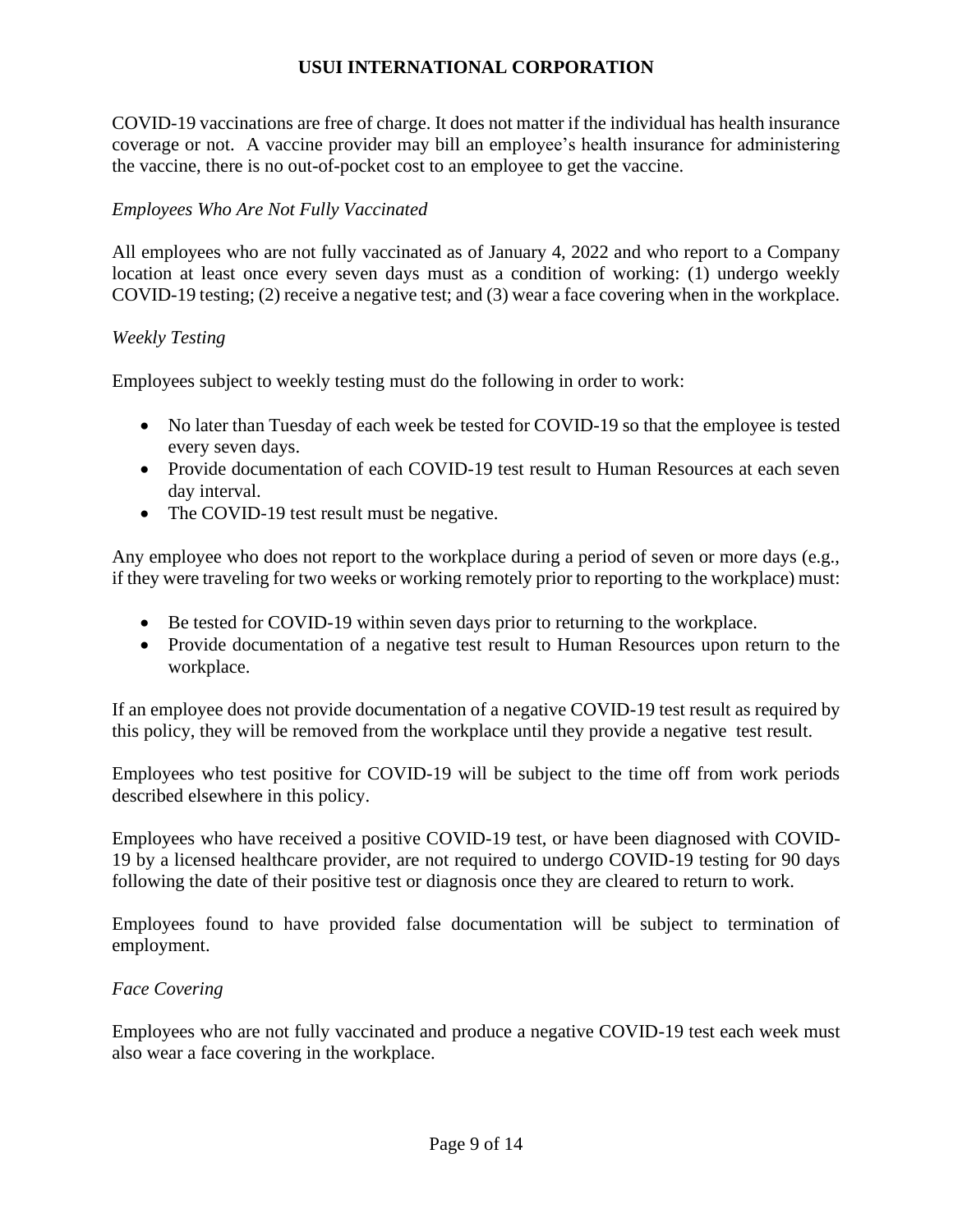COVID-19 vaccinations are free of charge. It does not matter if the individual has health insurance coverage or not. A vaccine provider may bill an employee's health insurance for administering the vaccine, there is no out-of-pocket cost to an employee to get the vaccine.

*Employees Who Are Not Fully Vaccinated*

All employees who are not fully vaccinated as of January 4, 2022 and who report to a Company location at least once every seven days must as a condition of working: (1) undergo weekly COVID-19 testing; (2) receive a negative test; and (3) wear a face covering when in the workplace.

*Weekly Testing*

Employees subject to weekly testing must do the following in order to work:

- No later than Tuesday of each week be tested for COVID-19 so that the employee is tested every seven days.
- Provide documentation of each COVID-19 test result to Human Resources at each seven day interval.
- The COVID-19 test result must be negative.

Any employee who does not report to the workplace during a period of seven or more days (e.g., if they were traveling for two weeks or working remotely prior to reporting to the workplace) must:

- Be tested for COVID-19 within seven days prior to returning to the workplace.
- Provide documentation of a negative test result to Human Resources upon return to the workplace.

If an employee does not provide documentation of a negative COVID-19 test result as required by this policy, they will be removed from the workplace until they provide a negative test result.

Employees who test positive for COVID-19 will be subject to the time off from work periods described elsewhere in this policy.

Employees who have received a positive COVID-19 test, or have been diagnosed with COVID-19 by a licensed healthcare provider, are not required to undergo COVID-19 testing for 90 days following the date of their positive test or diagnosis once they are cleared to return to work.

Employees found to have provided false documentation will be subject to termination of employment.

*Face Covering*

Employees who are not fully vaccinated and produce a negative COVID-19 test each week must also wear a face covering in the workplace.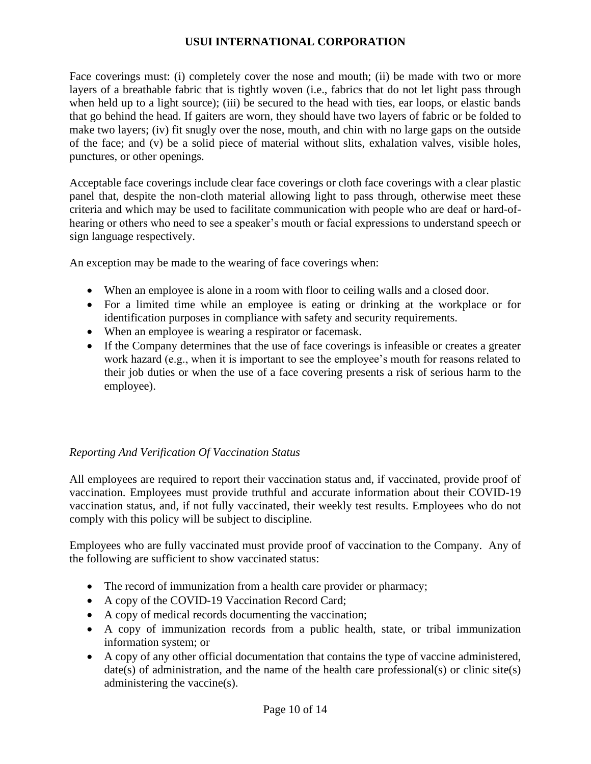Face coverings must: (i) completely cover the nose and mouth; (ii) be made with two or more layers of a breathable fabric that is tightly woven (i.e., fabrics that do not let light pass through when held up to a light source); (iii) be secured to the head with ties, ear loops, or elastic bands that go behind the head. If gaiters are worn, they should have two layers of fabric or be folded to make two layers; (iv) fit snugly over the nose, mouth, and chin with no large gaps on the outside of the face; and (v) be a solid piece of material without slits, exhalation valves, visible holes, punctures, or other openings.

Acceptable face coverings include clear face coverings or cloth face coverings with a clear plastic panel that, despite the non-cloth material allowing light to pass through, otherwise meet these criteria and which may be used to facilitate communication with people who are deaf or hard-of-hearing or others who need to see a speaker's mouth or facial expressions to understand speech or sign language respectively.

An exception may be made to the wearing of face coverings when:

- When an employee is alone in a room with floor to ceiling walls and a closed door.
- For a limited time while an employee is eating or drinking at the workplace or for identification purposes in compliance with safety and security requirements.
- When an employee is wearing a respirator or facemask.
- If the Company determines that the use of face coverings is infeasible or creates a greater work hazard (e.g., when it is important to see the employee's mouth for reasons related to their job duties or when the use of a face covering presents a risk of serious harm to the employee).

*Reporting And Verification Of Vaccination Status*

All employees are required to report their vaccination status and, if vaccinated, provide proof of vaccination. Employees must provide truthful and accurate information about their COVID-19 vaccination status, and, if not fully vaccinated, their weekly test results. Employees who do not comply with this policy will be subject to discipline.

Employees who are fully vaccinated must provide proof of vaccination to the Company. Any of the following are sufficient to show vaccinated status:

- The record of immunization from a health care provider or pharmacy;
- A copy of the COVID-19 Vaccination Record Card;
- A copy of medical records documenting the vaccination;
- A copy of immunization records from a public health, state, or tribal immunization information system; or
- A copy of any other official documentation that contains the type of vaccine administered, date(s) of administration, and the name of the health care professional(s) or clinic site(s) administering the vaccine(s).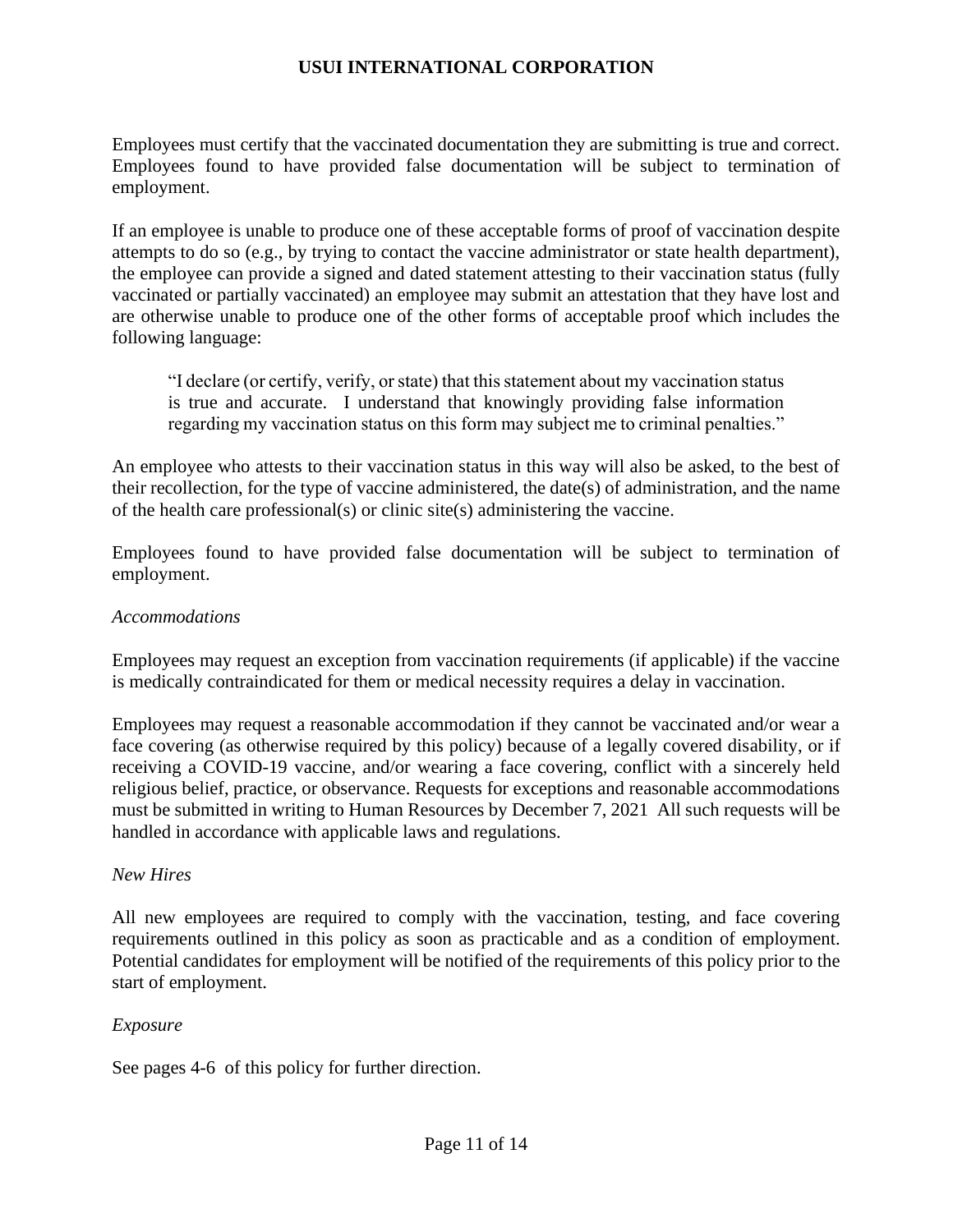Employees must certify that the vaccinated documentation they are submitting is true and correct. Employees found to have provided false documentation will be subject to termination of employment.

If an employee is unable to produce one of these acceptable forms of proof of vaccination despite attempts to do so (e.g., by trying to contact the vaccine administrator or state health department), the employee can provide a signed and dated statement attesting to their vaccination status (fully vaccinated or partially vaccinated) an employee may submit an attestation that they have lost and are otherwise unable to produce one of the other forms of acceptable proof which includes the following language:

> "I declare (or certify, verify, or state) that this statement about my vaccination status is true and accurate. I understand that knowingly providing false information regarding my vaccination status on this form may subject me to criminal penalties."

An employee who attests to their vaccination status in this way will also be asked, to the best of their recollection, for the type of vaccine administered, the date(s) of administration, and the name of the health care professional(s) or clinic site(s) administering the vaccine.

Employees found to have provided false documentation will be subject to termination of employment.

*Accommodations*

Employees may request an exception from vaccination requirements (if applicable) if the vaccine is medically contraindicated for them or medical necessity requires a delay in vaccination.

Employees may request a reasonable accommodation if they cannot be vaccinated and/or wear a face covering (as otherwise required by this policy) because of a legally covered disability, or if receiving a COVID-19 vaccine, and/or wearing a face covering, conflict with a sincerely held religious belief, practice, or observance. Requests for exceptions and reasonable accommodations must be submitted in writing to Human Resources by December 7, 2021 All such requests will be handled in accordance with applicable laws and regulations.

*New Hires*

All new employees are required to comply with the vaccination, testing, and face covering requirements outlined in this policy as soon as practicable and as a condition of employment. Potential candidates for employment will be notified of the requirements of this policy prior to the start of employment.

*Exposure*

See pages 4-6 of this policy for further direction.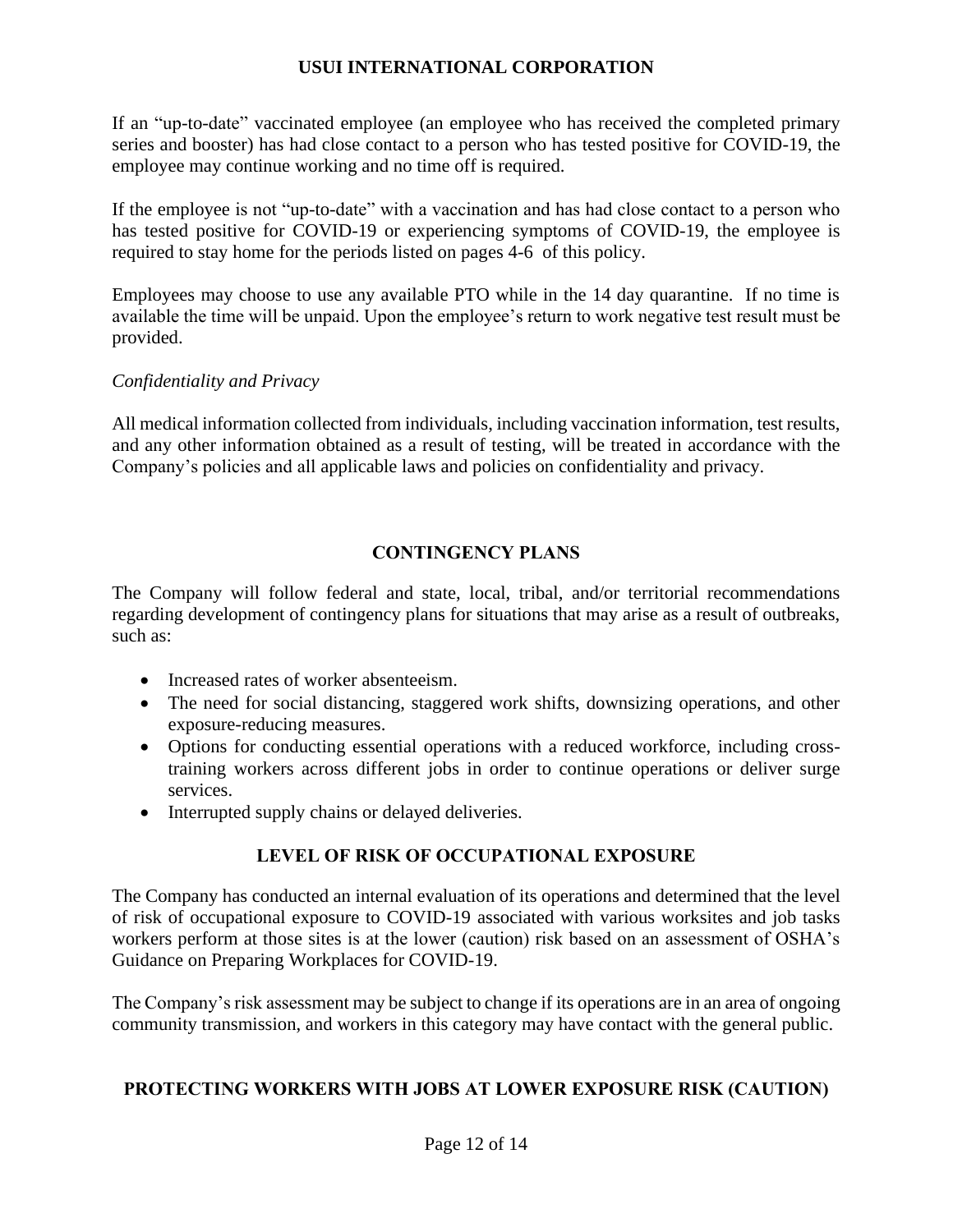If an "up-to-date" vaccinated employee (an employee who has received the completed primary series and booster) has had close contact to a person who has tested positive for COVID-19, the employee may continue working and no time off is required.

If the employee is not "up-to-date" with a vaccination and has had close contact to a person who has tested positive for COVID-19 or experiencing symptoms of COVID-19, the employee is required to stay home for the periods listed on pages 4-6 of this policy.

Employees may choose to use any available PTO while in the 14 day quarantine. If no time is available the time will be unpaid. Upon the employee's return to work negative test result must be provided.

*Confidentiality and Privacy*

All medical information collected from individuals, including vaccination information, test results, and any other information obtained as a result of testing, will be treated in accordance with the Company's policies and all applicable laws and policies on confidentiality and privacy.

## CONTINGENCY PLANS

The Company will follow federal and state, local, tribal, and/or territorial recommendations regarding development of contingency plans for situations that may arise as a result of outbreaks, such as:

- Increased rates of worker absenteeism.
- The need for social distancing, staggered work shifts, downsizing operations, and other exposure-reducing measures.
- Options for conducting essential operations with a reduced workforce, including cross-training workers across different jobs in order to continue operations or deliver surge services.
- Interrupted supply chains or delayed deliveries.

## LEVEL OF RISK OF OCCUPATIONAL EXPOSURE

The Company has conducted an internal evaluation of its operations and determined that the level of risk of occupational exposure to COVID-19 associated with various worksites and job tasks workers perform at those sites is at the lower (caution) risk based on an assessment of OSHA's Guidance on Preparing Workplaces for COVID-19.

The Company's risk assessment may be subject to change if its operations are in an area of ongoing community transmission, and workers in this category may have contact with the general public.

## PROTECTING WORKERS WITH JOBS AT LOWER EXPOSURE RISK (CAUTION)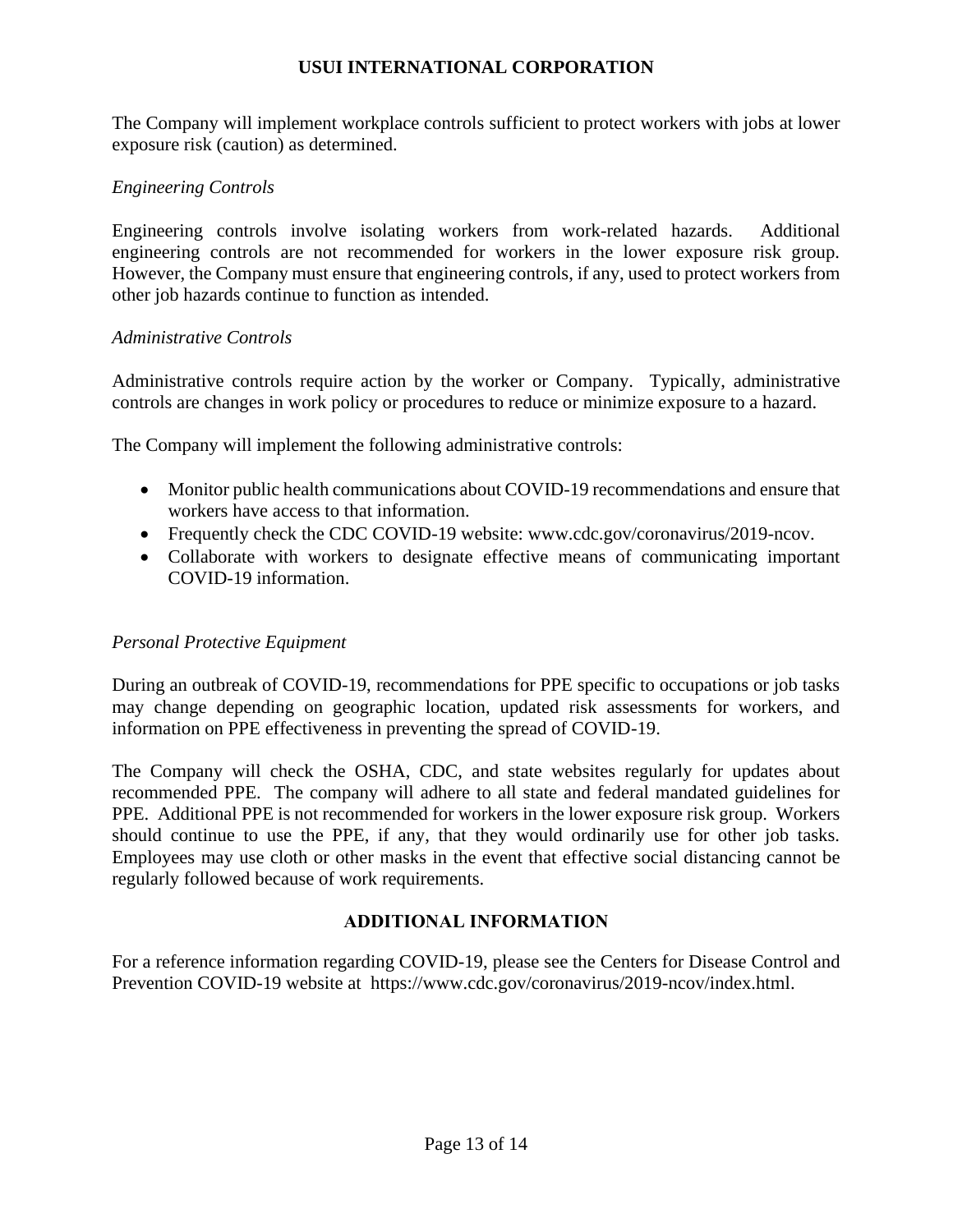The Company will implement workplace controls sufficient to protect workers with jobs at lower exposure risk (caution) as determined.

*Engineering Controls*

Engineering controls involve isolating workers from work-related hazards. Additional engineering controls are not recommended for workers in the lower exposure risk group. However, the Company must ensure that engineering controls, if any, used to protect workers from other job hazards continue to function as intended.

*Administrative Controls*

Administrative controls require action by the worker or Company. Typically, administrative controls are changes in work policy or procedures to reduce or minimize exposure to a hazard.

The Company will implement the following administrative controls:

- Monitor public health communications about COVID-19 recommendations and ensure that workers have access to that information.
- Frequently check the CDC COVID-19 website: www.cdc.gov/coronavirus/2019-ncov.
- Collaborate with workers to designate effective means of communicating important COVID-19 information.

*Personal Protective Equipment*

During an outbreak of COVID-19, recommendations for PPE specific to occupations or job tasks may change depending on geographic location, updated risk assessments for workers, and information on PPE effectiveness in preventing the spread of COVID-19.

The Company will check the OSHA, CDC, and state websites regularly for updates about recommended PPE. The company will adhere to all state and federal mandated guidelines for PPE. Additional PPE is not recommended for workers in the lower exposure risk group. Workers should continue to use the PPE, if any, that they would ordinarily use for other job tasks. Employees may use cloth or other masks in the event that effective social distancing cannot be regularly followed because of work requirements.

## ADDITIONAL INFORMATION

For a reference information regarding COVID-19, please see the Centers for Disease Control and Prevention COVID-19 website at https://www.cdc.gov/coronavirus/2019-ncov/index.html.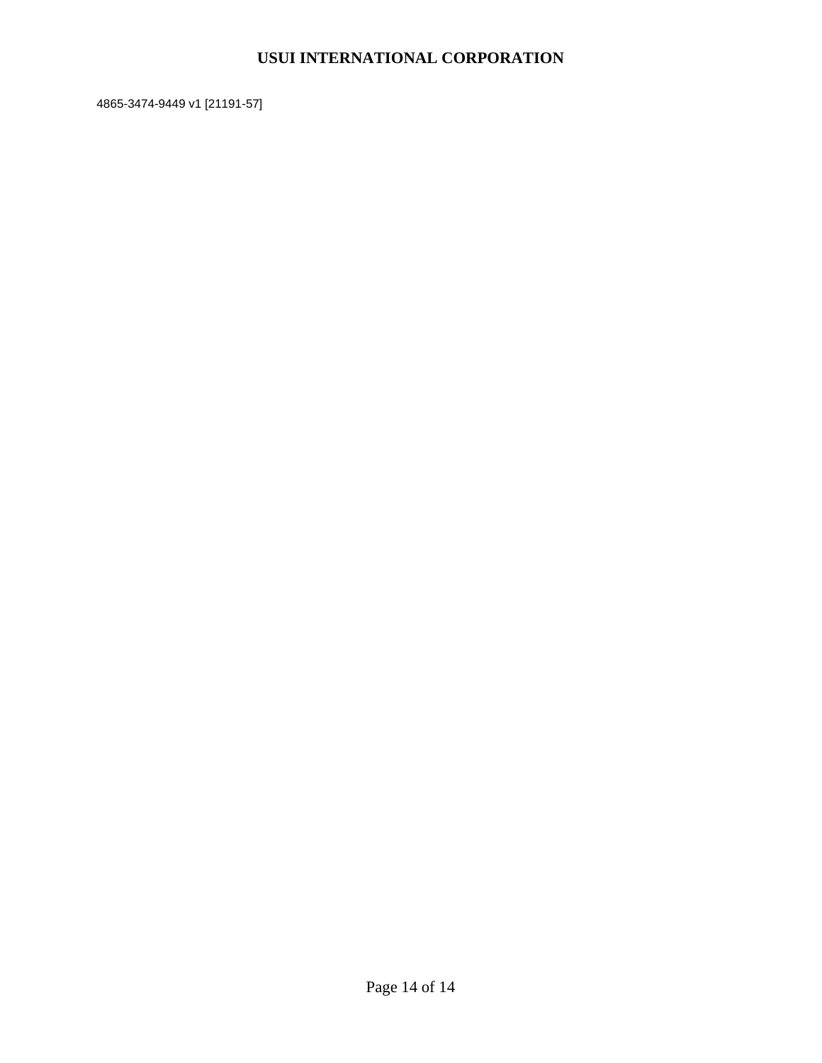4865-3474-9449 v1 [21191-57]